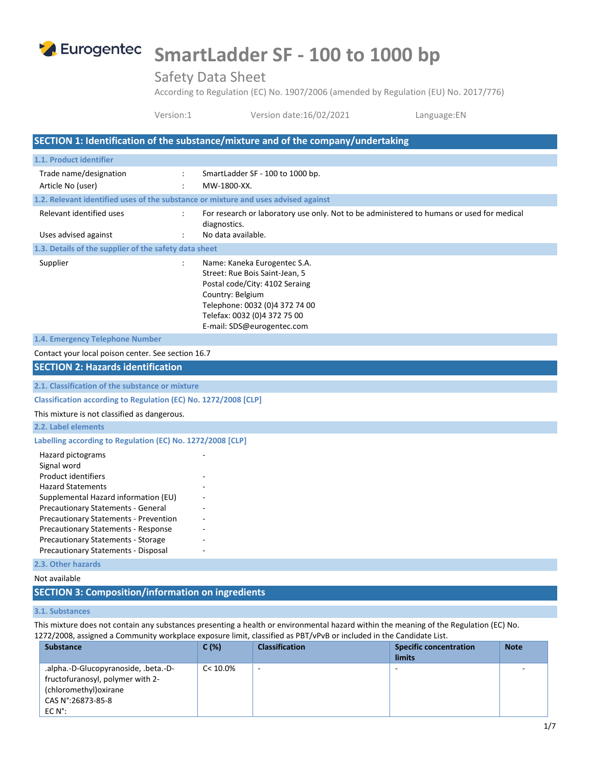# SmartLadder SF - 100 to 1000 bp

## Safety Data Sheet

According to Regulation (EC) No. 1907/2006 (amended by Regulation (EU) No. 2017/776)

Version:1 | Version date:16/02/2021 | Language:EN

## SECTION 1: Identification of the substance/mixture and of the company/undertaking

### 1.1. Product identifier

Trade name/designation : SmartLadder SF - 100 to 1000 bp.

Article No (user) : MW-1800-XX.

### 1.2. Relevant identified uses of the substance or mixture and uses advised against

Relevant identified uses : For research or laboratory use only. Not to be administered to humans or used for medical diagnostics.

Uses advised against : No data available.

### 1.3. Details of the supplier of the safety data sheet

Supplier :
Name: Kaneka Eurogentec S.A.
Street: Rue Bois Saint-Jean, 5
Postal code/City: 4102 Seraing
Country: Belgium
Telephone: 0032 (0)4 372 74 00
Telefax: 0032 (0)4 372 75 00
E-mail: SDS@eurogentec.com

### 1.4. Emergency Telephone Number

Contact your local poison center. See section 16.7

## SECTION 2: Hazards identification

### 2.1. Classification of the substance or mixture

**Classification according to Regulation (EC) No. 1272/2008 [CLP]**

This mixture is not classified as dangerous.

### 2.2. Label elements

**Labelling according to Regulation (EC) No. 1272/2008 [CLP]**

Hazard pictograms -
Signal word
Product identifiers -
Hazard Statements -
Supplemental Hazard information (EU) -
Precautionary Statements - General -
Precautionary Statements - Prevention -
Precautionary Statements - Response -
Precautionary Statements - Storage -
Precautionary Statements - Disposal -

### 2.3. Other hazards

Not available

## SECTION 3: Composition/information on ingredients

### 3.1. Substances

This mixture does not contain any substances presenting a health or environmental hazard within the meaning of the Regulation (EC) No. 1272/2008, assigned a Community workplace exposure limit, classified as PBT/vPvB or included in the Candidate List.

| Substance | C (%) | Classification | Specific concentration limits | Note |
|---|---|---|---|---|
| .alpha.-D-Glucopyranoside, .beta.-D-fructofuranosyl, polymer with 2-(chloromethyl)oxirane<br>CAS N°:26873-85-8<br>EC N°: | C< 10.0% | - | - | - |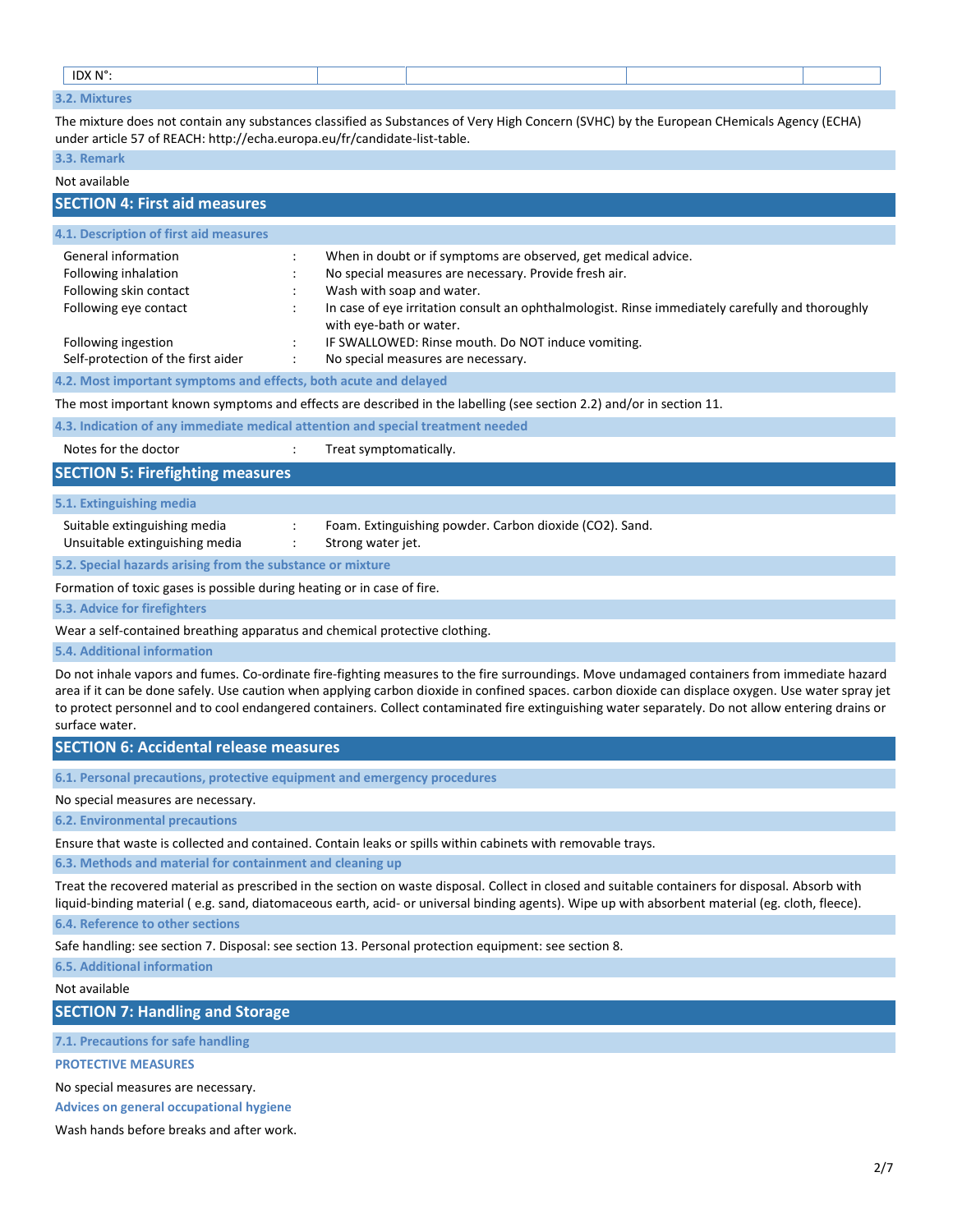| IDX N°: | | | | |
|---|---|---|---|---|

### 3.2. Mixtures

The mixture does not contain any substances classified as Substances of Very High Concern (SVHC) by the European CHemicals Agency (ECHA) under article 57 of REACH: http://echa.europa.eu/fr/candidate-list-table.

### 3.3. Remark

Not available

## SECTION 4: First aid measures

### 4.1. Description of first aid measures

| | | |
|---|---|---|
| General information | : | When in doubt or if symptoms are observed, get medical advice. |
| Following inhalation | : | No special measures are necessary. Provide fresh air. |
| Following skin contact | : | Wash with soap and water. |
| Following eye contact | : | In case of eye irritation consult an ophthalmologist. Rinse immediately carefully and thoroughly with eye-bath or water. |
| Following ingestion | : | IF SWALLOWED: Rinse mouth. Do NOT induce vomiting. |
| Self-protection of the first aider | : | No special measures are necessary. |

### 4.2. Most important symptoms and effects, both acute and delayed

The most important known symptoms and effects are described in the labelling (see section 2.2) and/or in section 11.

### 4.3. Indication of any immediate medical attention and special treatment needed

| | | |
|---|---|---|
| Notes for the doctor | : | Treat symptomatically. |

## SECTION 5: Firefighting measures

### 5.1. Extinguishing media

| | | |
|---|---|---|
| Suitable extinguishing media | : | Foam. Extinguishing powder. Carbon dioxide ($CO_2$). Sand. |
| Unsuitable extinguishing media | : | Strong water jet. |

### 5.2. Special hazards arising from the substance or mixture

Formation of toxic gases is possible during heating or in case of fire.

### 5.3. Advice for firefighters

Wear a self-contained breathing apparatus and chemical protective clothing.

### 5.4. Additional information

Do not inhale vapors and fumes. Co-ordinate fire-fighting measures to the fire surroundings. Move undamaged containers from immediate hazard area if it can be done safely. Use caution when applying carbon dioxide in confined spaces. carbon dioxide can displace oxygen. Use water spray jet to protect personnel and to cool endangered containers. Collect contaminated fire extinguishing water separately. Do not allow entering drains or surface water.

## SECTION 6: Accidental release measures

### 6.1. Personal precautions, protective equipment and emergency procedures

No special measures are necessary.

### 6.2. Environmental precautions

Ensure that waste is collected and contained. Contain leaks or spills within cabinets with removable trays.

### 6.3. Methods and material for containment and cleaning up

Treat the recovered material as prescribed in the section on waste disposal. Collect in closed and suitable containers for disposal. Absorb with liquid-binding material ( e.g. sand, diatomaceous earth, acid- or universal binding agents). Wipe up with absorbent material (eg. cloth, fleece).

### 6.4. Reference to other sections

Safe handling: see section 7. Disposal: see section 13. Personal protection equipment: see section 8.

### 6.5. Additional information

Not available

## SECTION 7: Handling and Storage

### 7.1. Precautions for safe handling

**PROTECTIVE MEASURES**

No special measures are necessary.

**Advices on general occupational hygiene**

Wash hands before breaks and after work.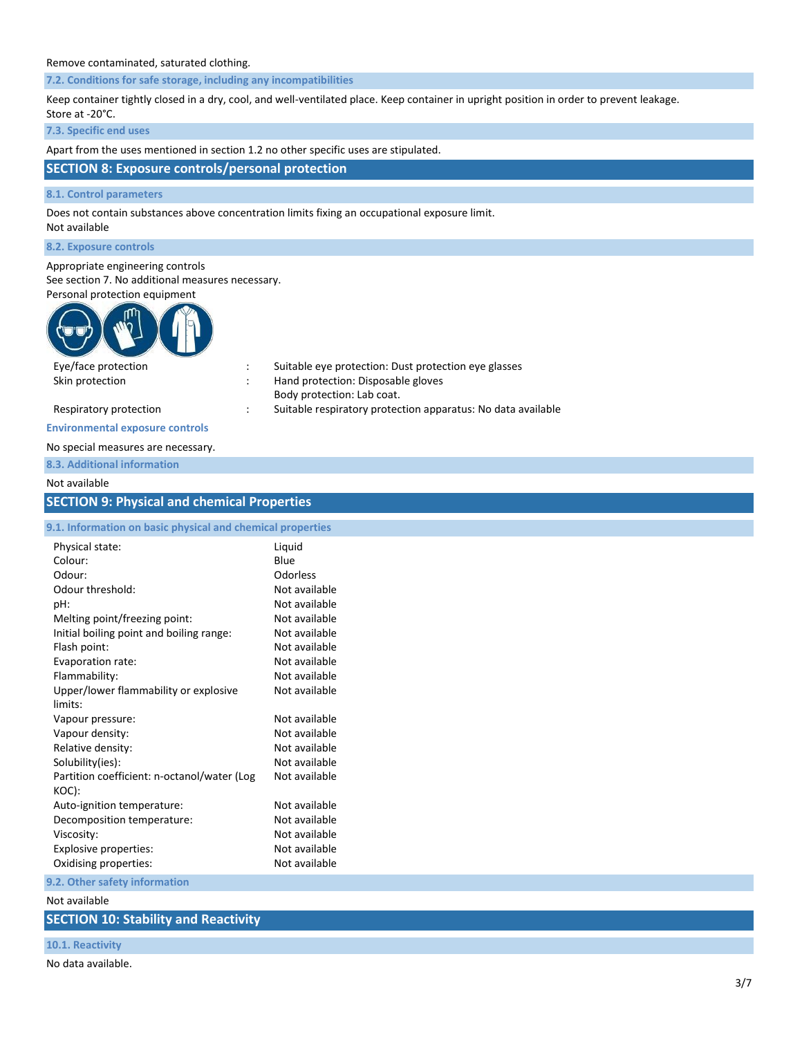Remove contaminated, saturated clothing.

### 7.2. Conditions for safe storage, including any incompatibilities

Keep container tightly closed in a dry, cool, and well-ventilated place. Keep container in upright position in order to prevent leakage.
Store at -20°C.

### 7.3. Specific end uses

Apart from the uses mentioned in section 1.2 no other specific uses are stipulated.

## SECTION 8: Exposure controls/personal protection

### 8.1. Control parameters

Does not contain substances above concentration limits fixing an occupational exposure limit.
Not available

### 8.2. Exposure controls

Appropriate engineering controls
See section 7. No additional measures necessary.
Personal protection equipment

| | | |
|---|---|---|
| Eye/face protection | : | Suitable eye protection: Dust protection eye glasses |
| Skin protection | : | Hand protection: Disposable gloves<br>Body protection: Lab coat. |
| Respiratory protection | : | Suitable respiratory protection apparatus: No data available |

#### Environmental exposure controls

No special measures are necessary.

### 8.3. Additional information

Not available

## SECTION 9: Physical and chemical Properties

### 9.1. Information on basic physical and chemical properties

| | |
|---|---|
| Physical state: | Liquid |
| Colour: | Blue |
| Odour: | Odorless |
| Odour threshold: | Not available |
| pH: | Not available |
| Melting point/freezing point: | Not available |
| Initial boiling point and boiling range: | Not available |
| Flash point: | Not available |
| Evaporation rate: | Not available |
| Flammability: | Not available |
| Upper/lower flammability or explosive limits: | Not available |
| Vapour pressure: | Not available |
| Vapour density: | Not available |
| Relative density: | Not available |
| Solubility(ies): | Not available |
| Partition coefficient: n-octanol/water (Log KOC): | Not available |
| Auto-ignition temperature: | Not available |
| Decomposition temperature: | Not available |
| Viscosity: | Not available |
| Explosive properties: | Not available |
| Oxidising properties: | Not available |

### 9.2. Other safety information

Not available

## SECTION 10: Stability and Reactivity

### 10.1. Reactivity

No data available.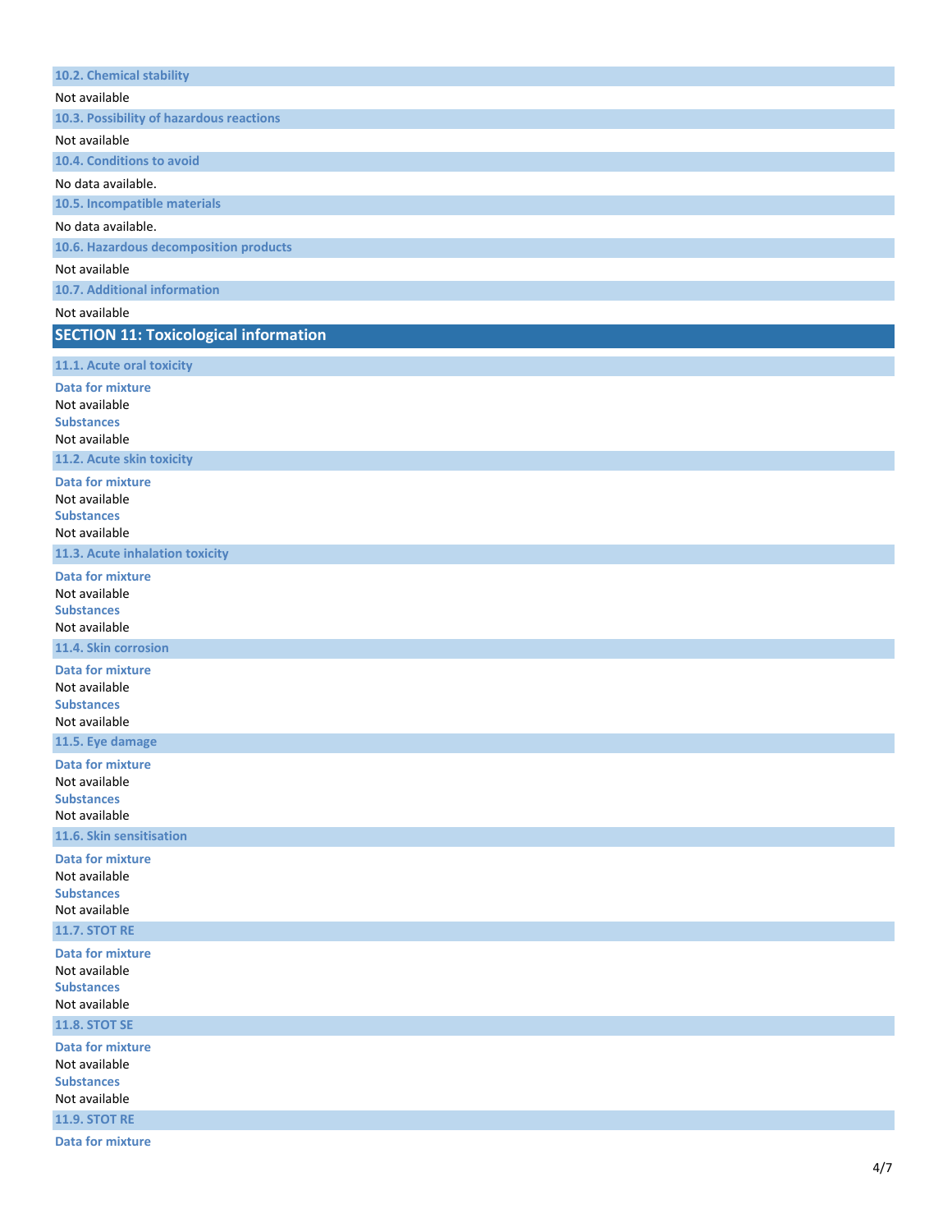### 10.2. Chemical stability

Not available

### 10.3. Possibility of hazardous reactions

Not available

### 10.4. Conditions to avoid

No data available.

### 10.5. Incompatible materials

No data available.

### 10.6. Hazardous decomposition products

Not available

### 10.7. Additional information

Not available

## SECTION 11: Toxicological information

### 11.1. Acute oral toxicity

**Data for mixture**
Not available
**Substances**
Not available

### 11.2. Acute skin toxicity

**Data for mixture**
Not available
**Substances**
Not available

### 11.3. Acute inhalation toxicity

**Data for mixture**
Not available
**Substances**
Not available

### 11.4. Skin corrosion

**Data for mixture**
Not available
**Substances**
Not available

### 11.5. Eye damage

**Data for mixture**
Not available
**Substances**
Not available

### 11.6. Skin sensitisation

**Data for mixture**
Not available
**Substances**
Not available

### 11.7. STOT RE

**Data for mixture**
Not available
**Substances**
Not available

### 11.8. STOT SE

**Data for mixture**
Not available
**Substances**
Not available

### 11.9. STOT RE

**Data for mixture**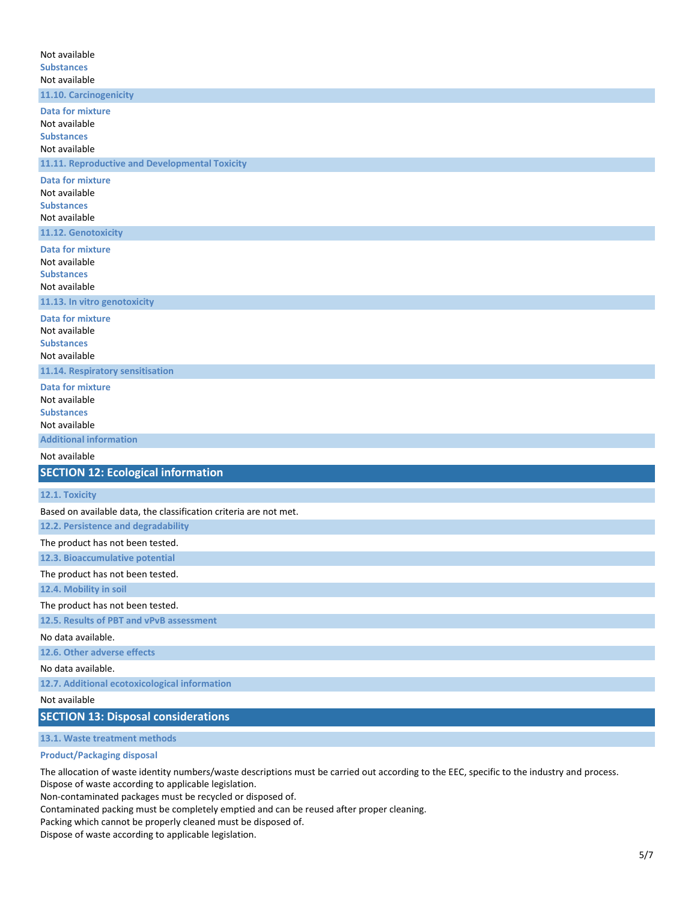Not available

**Substances**

Not available

### 11.10. Carcinogenicity

**Data for mixture**

Not available

**Substances**

Not available

### 11.11. Reproductive and Developmental Toxicity

**Data for mixture**

Not available

**Substances**

Not available

### 11.12. Genotoxicity

**Data for mixture**

Not available

**Substances**

Not available

### 11.13. In vitro genotoxicity

**Data for mixture**

Not available

**Substances**

Not available

### 11.14. Respiratory sensitisation

**Data for mixture**

Not available

**Substances**

Not available

### Additional information

Not available

## SECTION 12: Ecological information

### 12.1. Toxicity

Based on available data, the classification criteria are not met.

### 12.2. Persistence and degradability

The product has not been tested.

### 12.3. Bioaccumulative potential

The product has not been tested.

### 12.4. Mobility in soil

The product has not been tested.

### 12.5. Results of PBT and vPvB assessment

No data available.

### 12.6. Other adverse effects

No data available.

### 12.7. Additional ecotoxicological information

Not available

## SECTION 13: Disposal considerations

### 13.1. Waste treatment methods

**Product/Packaging disposal**

The allocation of waste identity numbers/waste descriptions must be carried out according to the EEC, specific to the industry and process.
Dispose of waste according to applicable legislation.
Non-contaminated packages must be recycled or disposed of.
Contaminated packing must be completely emptied and can be reused after proper cleaning.
Packing which cannot be properly cleaned must be disposed of.
Dispose of waste according to applicable legislation.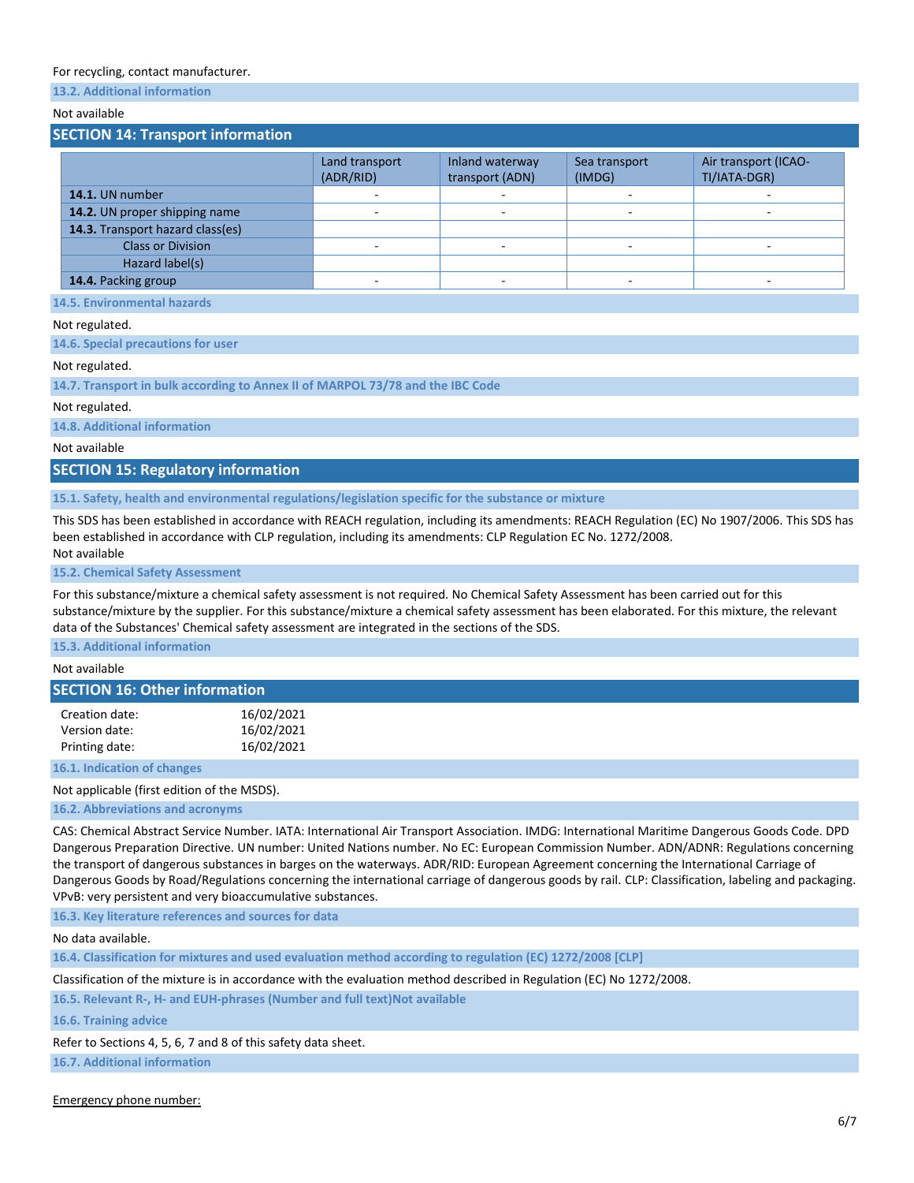For recycling, contact manufacturer.

### 13.2. Additional information

Not available

## SECTION 14: Transport information

| | Land transport (ADR/RID) | Inland waterway transport (ADN) | Sea transport (IMDG) | Air transport (ICAO-TI/IATA-DGR) |
|---|---|---|---|---|
| **14.1.** UN number | - | - | - | - |
| **14.2.** UN proper shipping name | - | - | - | - |
| **14.3.** Transport hazard class(es) | | | | |
| Class or Division | - | - | - | - |
| Hazard label(s) | | | | |
| **14.4.** Packing group | - | - | - | - |

### 14.5. Environmental hazards

Not regulated.

### 14.6. Special precautions for user

Not regulated.

### 14.7. Transport in bulk according to Annex II of MARPOL 73/78 and the IBC Code

Not regulated.

### 14.8. Additional information

Not available

## SECTION 15: Regulatory information

### 15.1. Safety, health and environmental regulations/legislation specific for the substance or mixture

This SDS has been established in accordance with REACH regulation, including its amendments: REACH Regulation (EC) No 1907/2006. This SDS has been established in accordance with CLP regulation, including its amendments: CLP Regulation EC No. 1272/2008.
Not available

### 15.2. Chemical Safety Assessment

For this substance/mixture a chemical safety assessment is not required. No Chemical Safety Assessment has been carried out for this substance/mixture by the supplier. For this substance/mixture a chemical safety assessment has been elaborated. For this mixture, the relevant data of the Substances' Chemical safety assessment are integrated in the sections of the SDS.

### 15.3. Additional information

Not available

## SECTION 16: Other information

Creation date: 16/02/2021
Version date: 16/02/2021
Printing date: 16/02/2021

### 16.1. Indication of changes

Not applicable (first edition of the MSDS).

### 16.2. Abbreviations and acronyms

CAS: Chemical Abstract Service Number. IATA: International Air Transport Association. IMDG: International Maritime Dangerous Goods Code. DPD Dangerous Preparation Directive. UN number: United Nations number. No EC: European Commission Number. ADN/ADNR: Regulations concerning the transport of dangerous substances in barges on the waterways. ADR/RID: European Agreement concerning the International Carriage of Dangerous Goods by Road/Regulations concerning the international carriage of dangerous goods by rail. CLP: Classification, labeling and packaging. VPvB: very persistent and very bioaccumulative substances.

### 16.3. Key literature references and sources for data

No data available.

### 16.4. Classification for mixtures and used evaluation method according to regulation (EC) 1272/2008 [CLP]

Classification of the mixture is in accordance with the evaluation method described in Regulation (EC) No 1272/2008.

### 16.5. Relevant R-, H- and EUH-phrases (Number and full text)Not available

### 16.6. Training advice

Refer to Sections 4, 5, 6, 7 and 8 of this safety data sheet.

### 16.7. Additional information

Emergency phone number: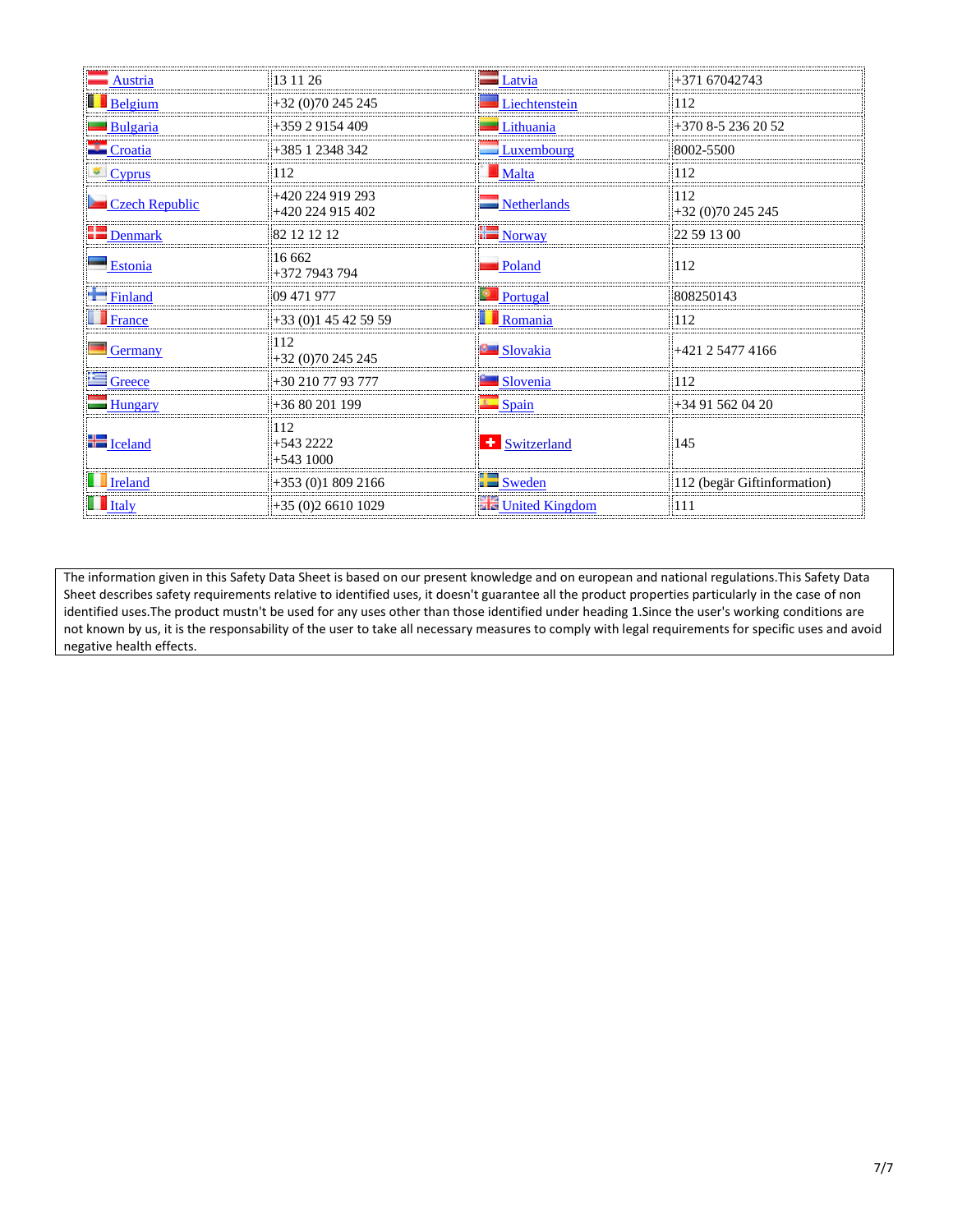| | | | |
|---|---|---|---|
| Austria | 13 11 26 | Latvia | +371 67042743 |
| Belgium | +32 (0)70 245 245 | Liechtenstein | 112 |
| Bulgaria | +359 2 9154 409 | Lithuania | +370 8-5 236 20 52 |
| Croatia | +385 1 2348 342 | Luxembourg | 8002-5500 |
| Cyprus | 112 | Malta | 112 |
| Czech Republic | +420 224 919 293<br>+420 224 915 402 | Netherlands | 112<br>+32 (0)70 245 245 |
| Denmark | 82 12 12 12 | Norway | 22 59 13 00 |
| Estonia | 16 662<br>+372 7943 794 | Poland | 112 |
| Finland | 09 471 977 | Portugal | 808250143 |
| France | +33 (0)1 45 42 59 59 | Romania | 112 |
| Germany | 112<br>+32 (0)70 245 245 | Slovakia | +421 2 5477 4166 |
| Greece | +30 210 77 93 777 | Slovenia | 112 |
| Hungary | +36 80 201 199 | Spain | +34 91 562 04 20 |
| Iceland | 112<br>+543 2222<br>+543 1000 | Switzerland | 145 |
| Ireland | +353 (0)1 809 2166 | Sweden | 112 (begär Giftinformation) |
| Italy | +35 (0)2 6610 1029 | United Kingdom | 111 |

The information given in this Safety Data Sheet is based on our present knowledge and on european and national regulations.This Safety Data Sheet describes safety requirements relative to identified uses, it doesn't guarantee all the product properties particularly in the case of non identified uses.The product mustn't be used for any uses other than those identified under heading 1.Since the user's working conditions are not known by us, it is the responsability of the user to take all necessary measures to comply with legal requirements for specific uses and avoid negative health effects.